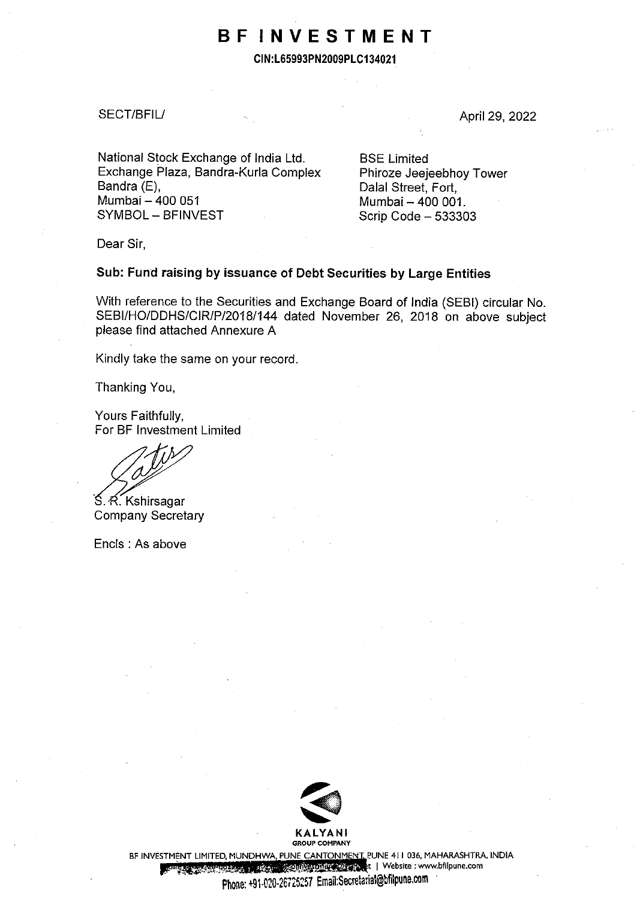# BF INVESTMENT

**CIN:L65993PN2009PLC134021**

SECT/BFIL/

April 29, 2022

National Stock Exchange of India Ltd.
Exchange Plaza, Bandra-Kurla Complex
Bandra (E),
Mumbai – 400 051
SYMBOL – BFINVEST

BSE Limited
Phiroze Jeejeebhoy Tower
Dalal Street, Fort,
Mumbai – 400 001.
Scrip Code – 533303

Dear Sir,

**Sub: Fund raising by issuance of Debt Securities by Large Entities**

With reference to the Securities and Exchange Board of India (SEBI) circular No. SEBI/HO/DDHS/CIR/P/2018/144 dated November 26, 2018 on above subject please find attached Annexure A

Kindly take the same on your record.

Thanking You,

Yours Faithfully,
For BF Investment Limited

S. R. Kshirsagar
Company Secretary

Encls : As above

KALYANI
GROUP COMPANY

BF INVESTMENT LIMITED, MUNDHWA, PUNE CANTONMENT, PUNE 411 036, MAHARASHTRA, INDIA
| Website : www.bfilpune.com
Phone: +91-020-26725257 Email:Secretarial@bfilpune.com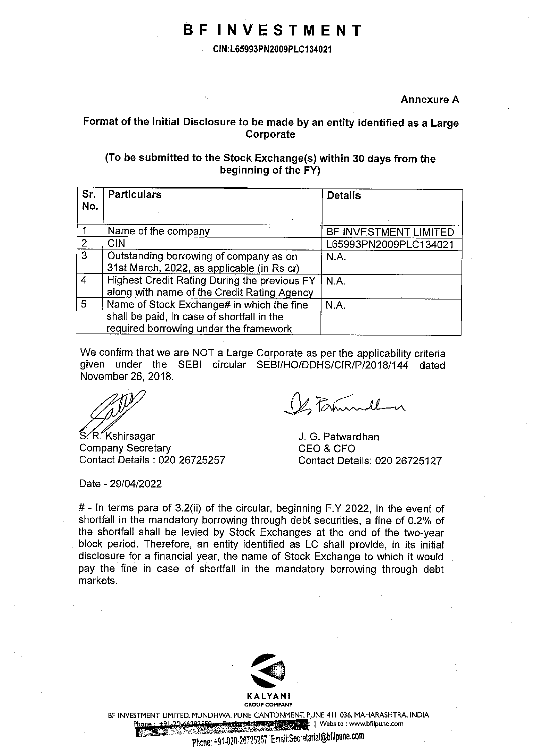# BF INVESTMENT

**CIN:L65993PN2009PLC134021**

**Annexure A**

**Format of the Initial Disclosure to be made by an entity identified as a Large Corporate**

**(To be submitted to the Stock Exchange(s) within 30 days from the beginning of the FY)**

| Sr. No. | Particulars | Details |
|---|---|---|
| 1 | Name of the company | BF INVESTMENT LIMITED |
| 2 | CIN | L65993PN2009PLC134021 |
| 3 | Outstanding borrowing of company as on 31st March, 2022, as applicable (in Rs cr) | N.A. |
| 4 | Highest Credit Rating During the previous FY along with name of the Credit Rating Agency | N.A. |
| 5 | Name of Stock Exchange# in which the fine shall be paid, in case of shortfall in the required borrowing under the framework | N.A. |

We confirm that we are NOT a Large Corporate as per the applicability criteria given under the SEBI circular SEBI/HO/DDHS/CIR/P/2018/144 dated November 26, 2018.

S. R. Kshirsagar
Company Secretary
Contact Details : 020 26725257

J. G. Patwardhan
CEO & CFO
Contact Details: 020 26725127

Date - 29/04/2022

# - In terms para of 3.2(ii) of the circular, beginning F.Y 2022, in the event of shortfall in the mandatory borrowing through debt securities, a fine of 0.2% of the shortfall shall be levied by Stock Exchanges at the end of the two-year block period. Therefore, an entity identified as LC shall provide, in its initial disclosure for a financial year, the name of Stock Exchange to which it would pay the fine in case of shortfall in the mandatory borrowing through debt markets.

KALYANI
GROUP COMPANY

BF INVESTMENT LIMITED, MUNDHWA, PUNE CANTONMENT, PUNE 411 036, MAHARASHTRA, INDIA
| Website : www.bfilpune.com

Phone: +91-020-26725257 Email:Secretarial@bfilpune.com